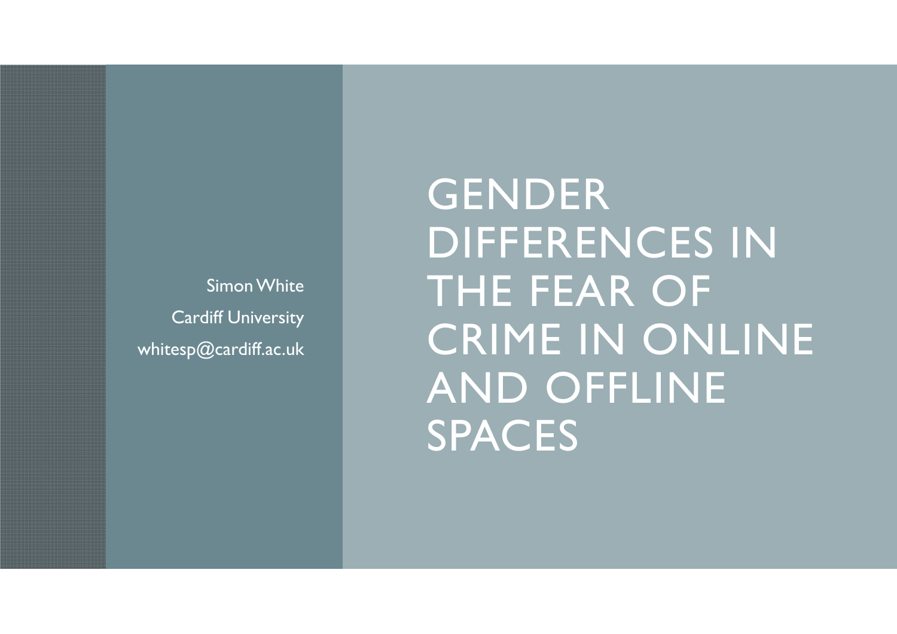# GENDER DIFFERENCES IN THE FEAR OF CRIME IN ONLINE AND OFFLINE SPACES

Simon White

Cardiff University

whitesp@cardiff.ac.uk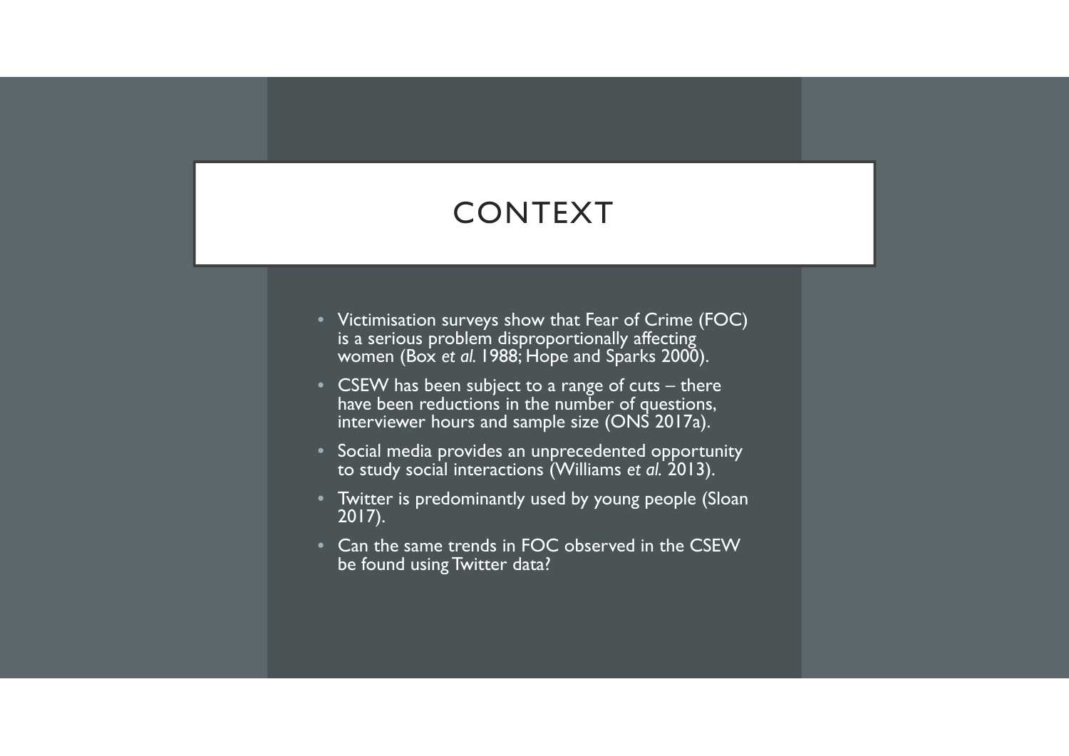# CONTEXT

- Victimisation surveys show that Fear of Crime (FOC) is a serious problem disproportionally affecting women (Box *et al.* 1988; Hope and Sparks 2000).
- CSEW has been subject to a range of cuts – there have been reductions in the number of questions, interviewer hours and sample size (ONS 2017a).
- Social media provides an unprecedented opportunity to study social interactions (Williams *et al.* 2013).
- Twitter is predominantly used by young people (Sloan 2017).
- Can the same trends in FOC observed in the CSEW be found using Twitter data?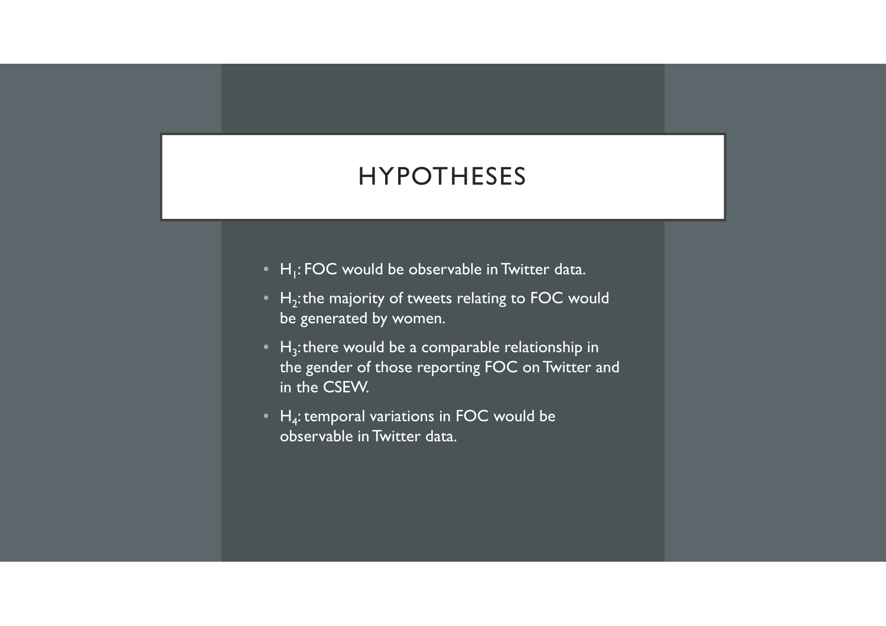# HYPOTHESES

- $H_1$: FOC would be observable in Twitter data.
- $H_2$: the majority of tweets relating to FOC would be generated by women.
- $H_3$: there would be a comparable relationship in the gender of those reporting FOC on Twitter and in the CSEW.
- $H_4$: temporal variations in FOC would be observable in Twitter data.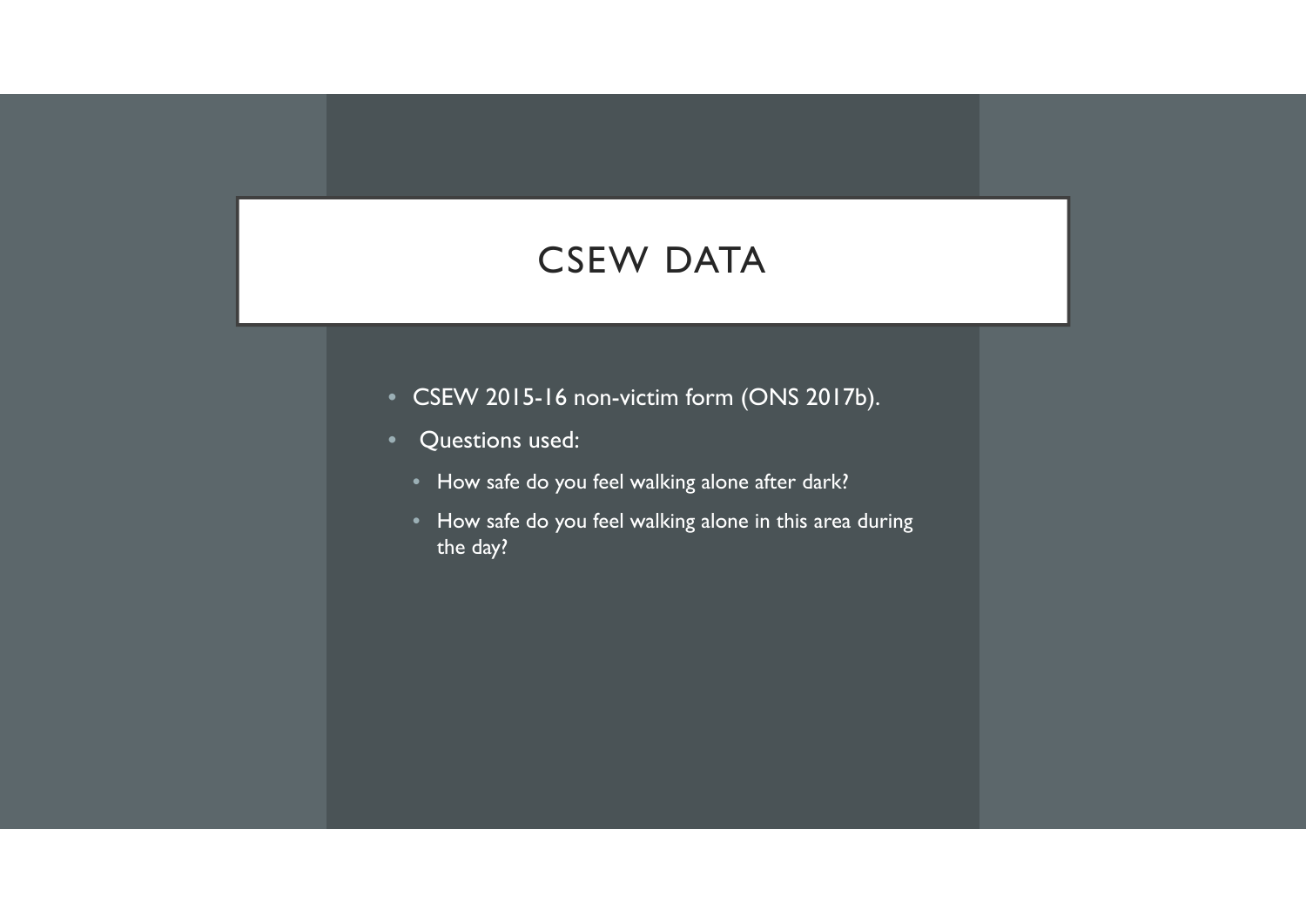# CSEW DATA

- CSEW 2015-16 non-victim form (ONS 2017b).
- Questions used:
  - How safe do you feel walking alone after dark?
  - How safe do you feel walking alone in this area during the day?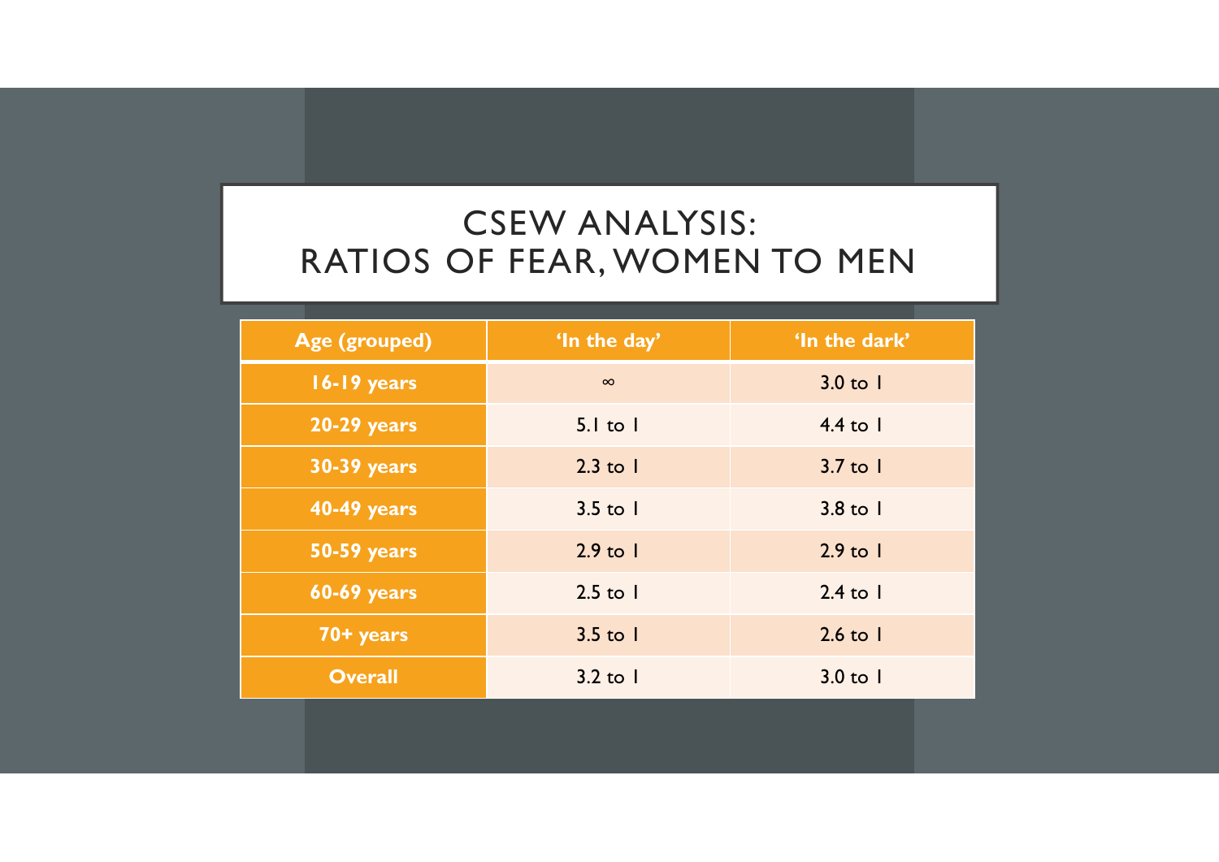# CSEW ANALYSIS: RATIOS OF FEAR, WOMEN TO MEN

| Age (grouped) | 'In the day' | 'In the dark' |
|---|---|---|
| 16-19 years | $\infty$ | 3.0 to 1 |
| 20-29 years | 5.1 to 1 | 4.4 to 1 |
| 30-39 years | 2.3 to 1 | 3.7 to 1 |
| 40-49 years | 3.5 to 1 | 3.8 to 1 |
| 50-59 years | 2.9 to 1 | 2.9 to 1 |
| 60-69 years | 2.5 to 1 | 2.4 to 1 |
| 70+ years | 3.5 to 1 | 2.6 to 1 |
| Overall | 3.2 to 1 | 3.0 to 1 |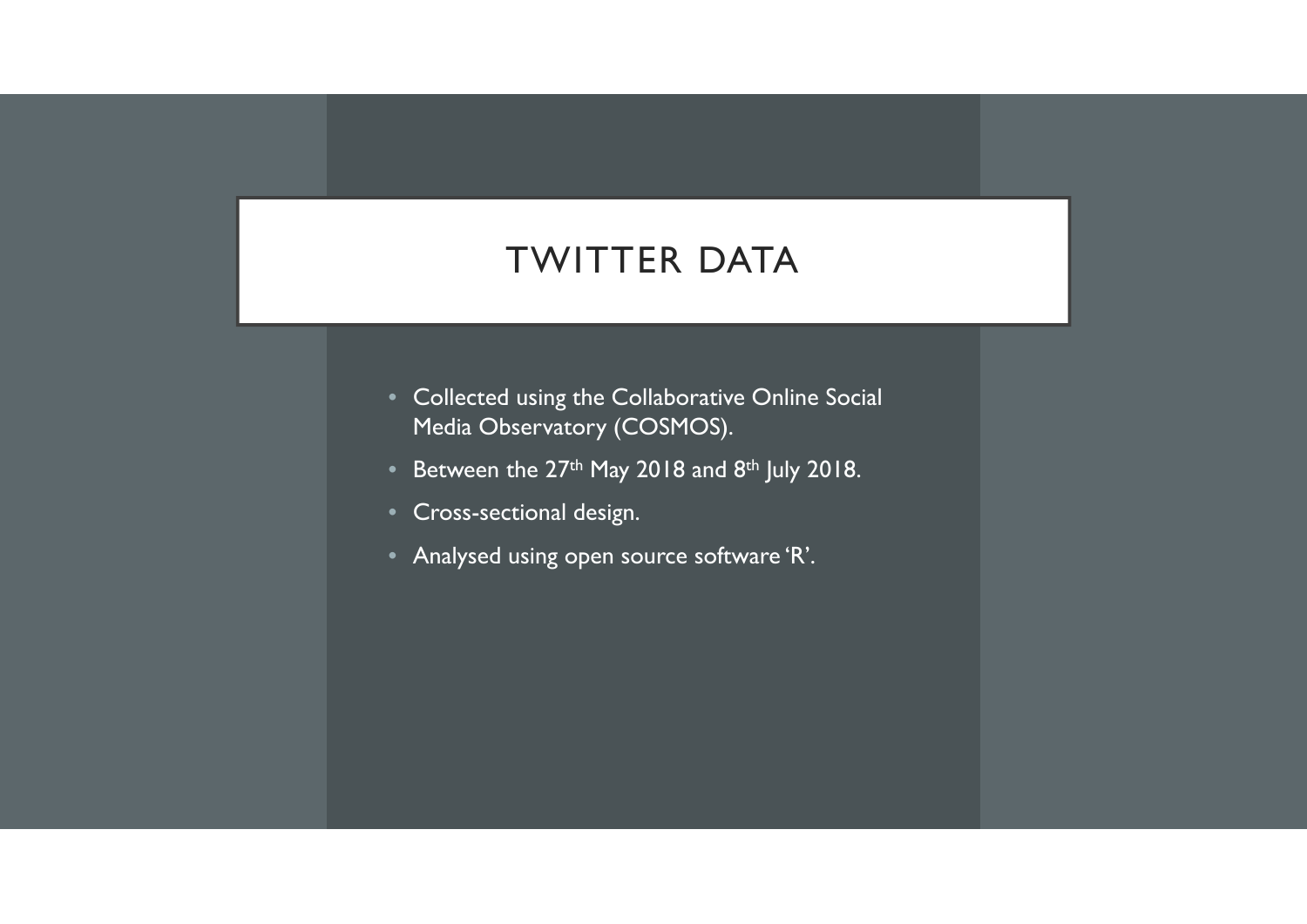# TWITTER DATA

- Collected using the Collaborative Online Social Media Observatory (COSMOS).
- Between the 27th May 2018 and 8th July 2018.
- Cross-sectional design.
- Analysed using open source software 'R'.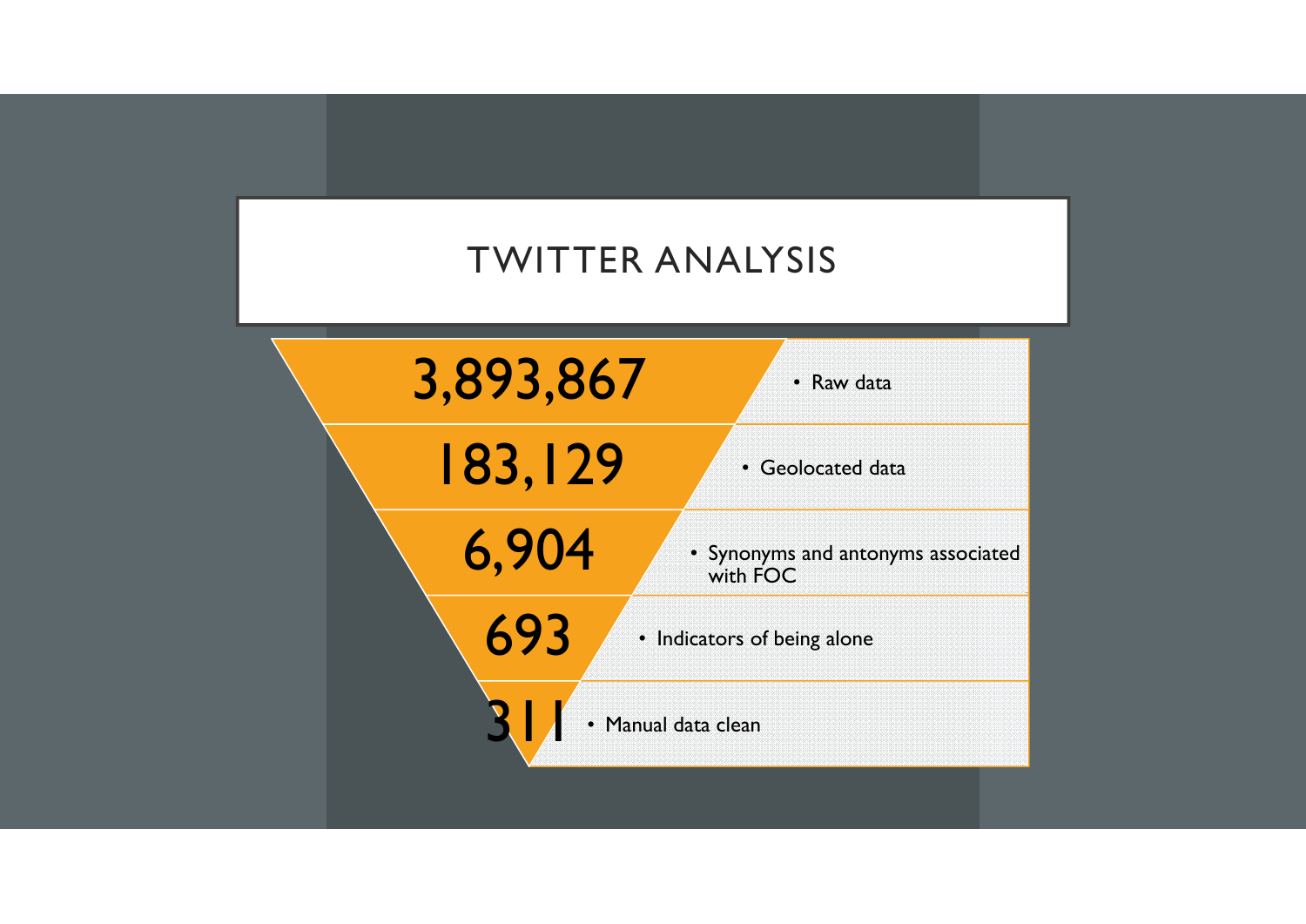# TWITTER ANALYSIS

| Count | Step |
| --- | --- |
| 3,893,867 | Raw data |
| 183,129 | Geolocated data |
| 6,904 | Synonyms and antonyms associated with FOC |
| 693 | Indicators of being alone |
| 311 | Manual data clean |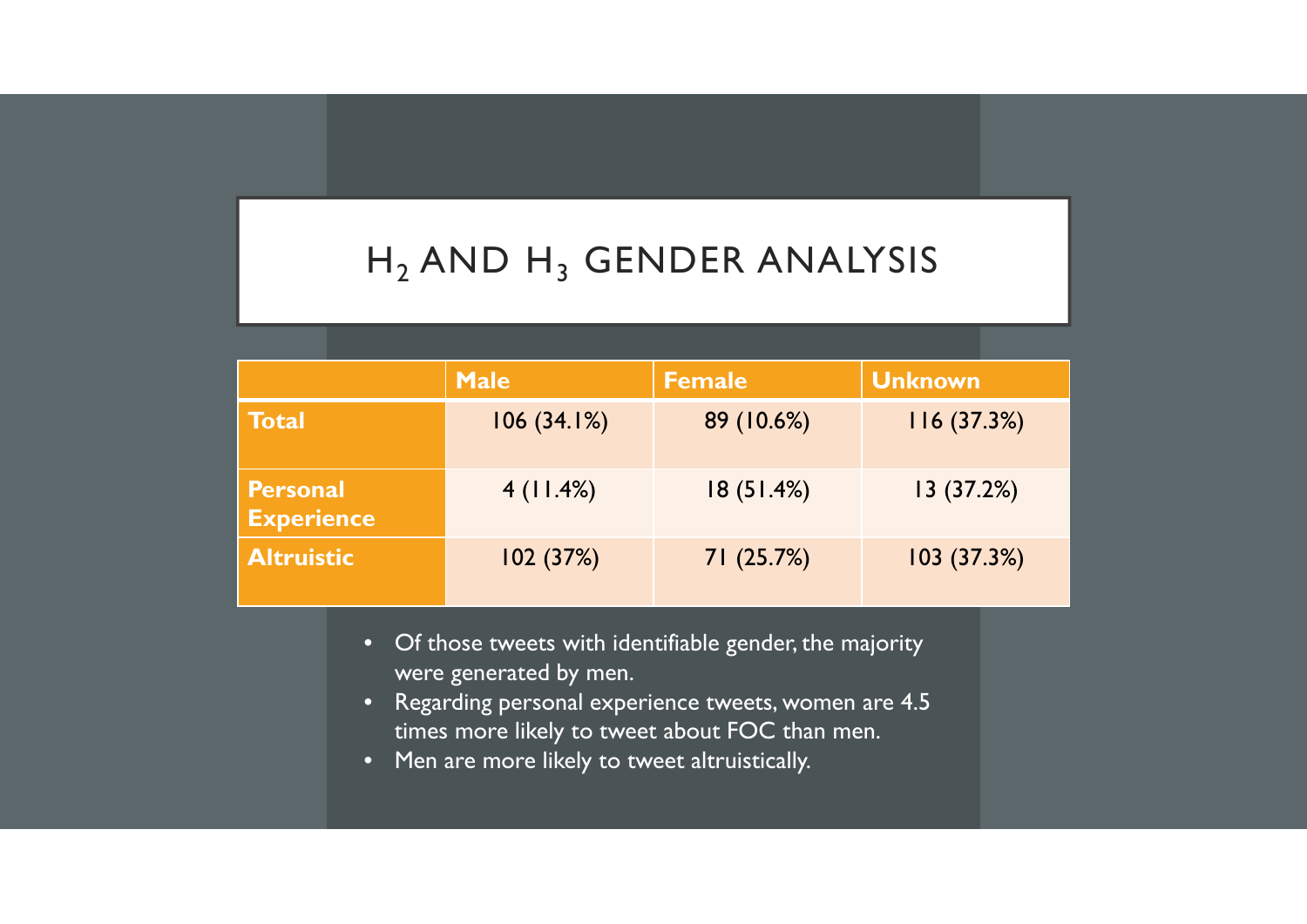# $H_2$ AND $H_3$ GENDER ANALYSIS

| | Male | Female | Unknown |
|---|---|---|---|
| **Total** | 106 (34.1%) | 89 (10.6%) | 116 (37.3%) |
| **Personal Experience** | 4 (11.4%) | 18 (51.4%) | 13 (37.2%) |
| **Altruistic** | 102 (37%) | 71 (25.7%) | 103 (37.3%) |

- Of those tweets with identifiable gender, the majority were generated by men.
- Regarding personal experience tweets, women are 4.5 times more likely to tweet about FOC than men.
- Men are more likely to tweet altruistically.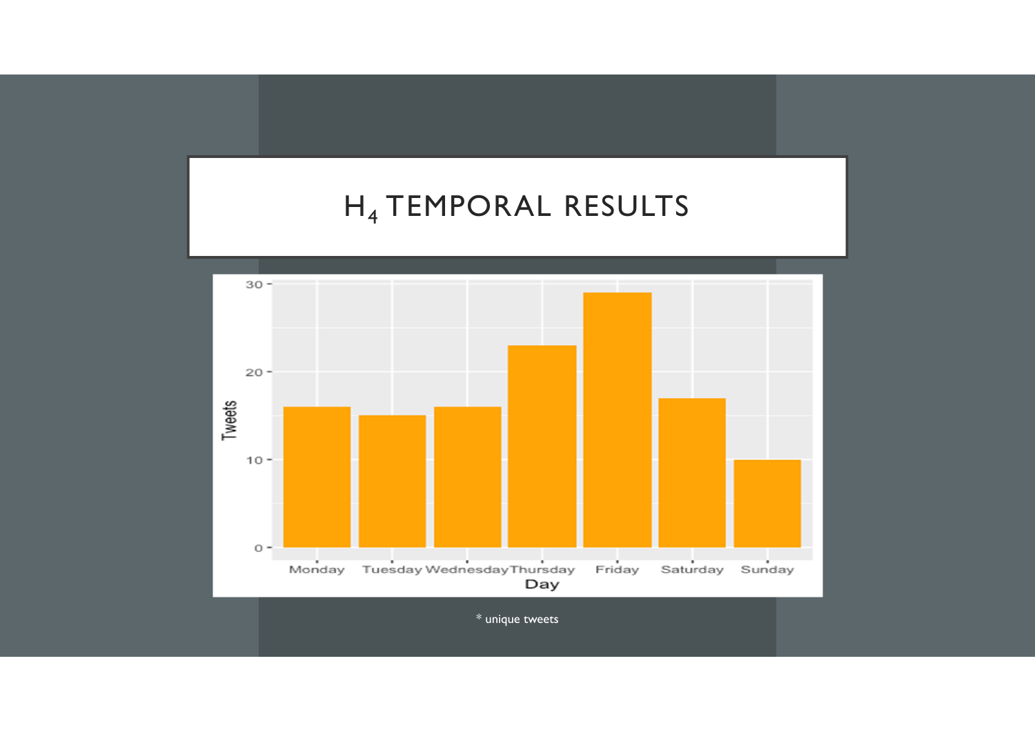# $H_4$ TEMPORAL RESULTS

| Day | Tweets |
|---|---|
| Monday | 16 |
| Tuesday | 15 |
| Wednesday | 16 |
| Thursday | 23 |
| Friday | 29 |
| Saturday | 17 |
| Sunday | 10 |

* unique tweets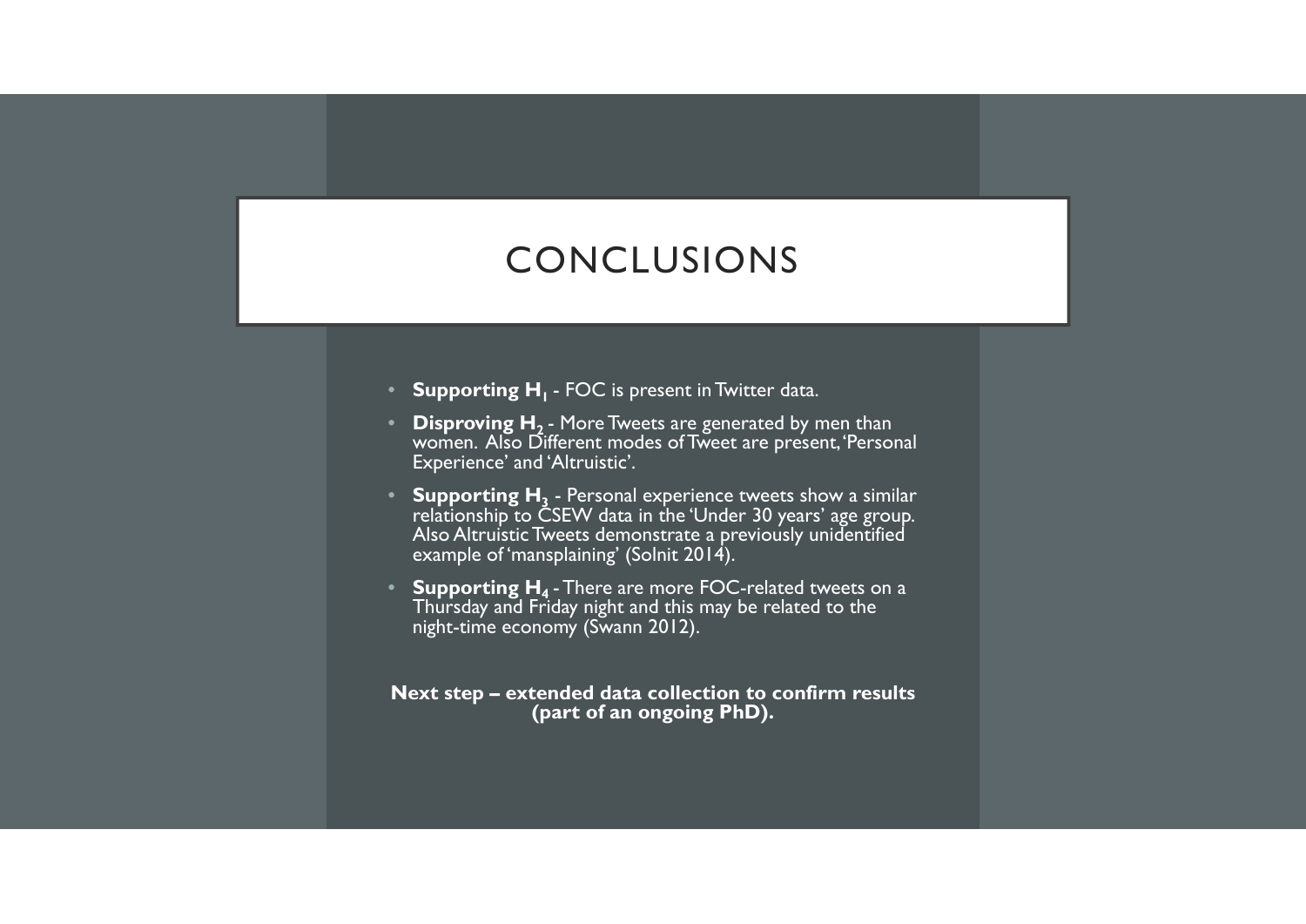# CONCLUSIONS

- **Supporting $H_1$** - FOC is present in Twitter data.
- **Disproving $H_2$** - More Tweets are generated by men than women. Also Different modes of Tweet are present, 'Personal Experience' and 'Altruistic'.
- **Supporting $H_3$** - Personal experience tweets show a similar relationship to CSEW data in the 'Under 30 years' age group. Also Altruistic Tweets demonstrate a previously unidentified example of 'mansplaining' (Solnit 2014).
- **Supporting $H_4$** - There are more FOC-related tweets on a Thursday and Friday night and this may be related to the night-time economy (Swann 2012).

**Next step – extended data collection to confirm results (part of an ongoing PhD).**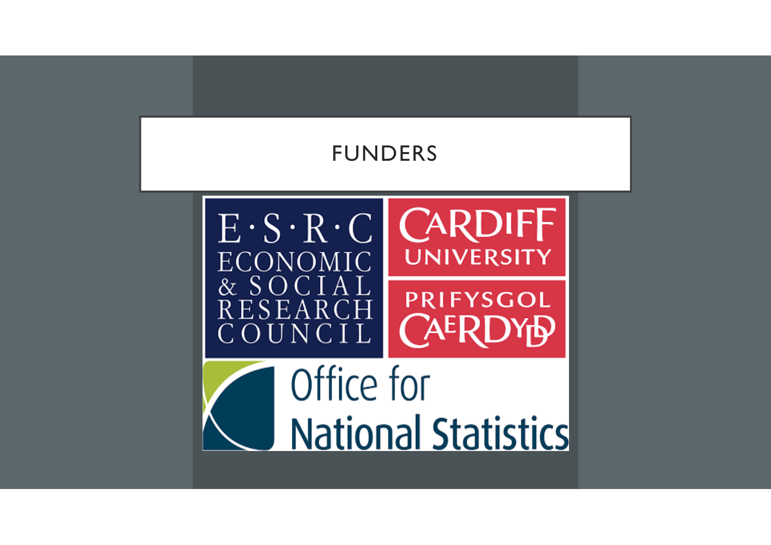# FUNDERS

E·S·R·C
ECONOMIC
& SOCIAL
RESEARCH
COUNCIL

CARDIFF
UNIVERSITY

PRIFYSGOL
CAERDYDD

Office for
National Statistics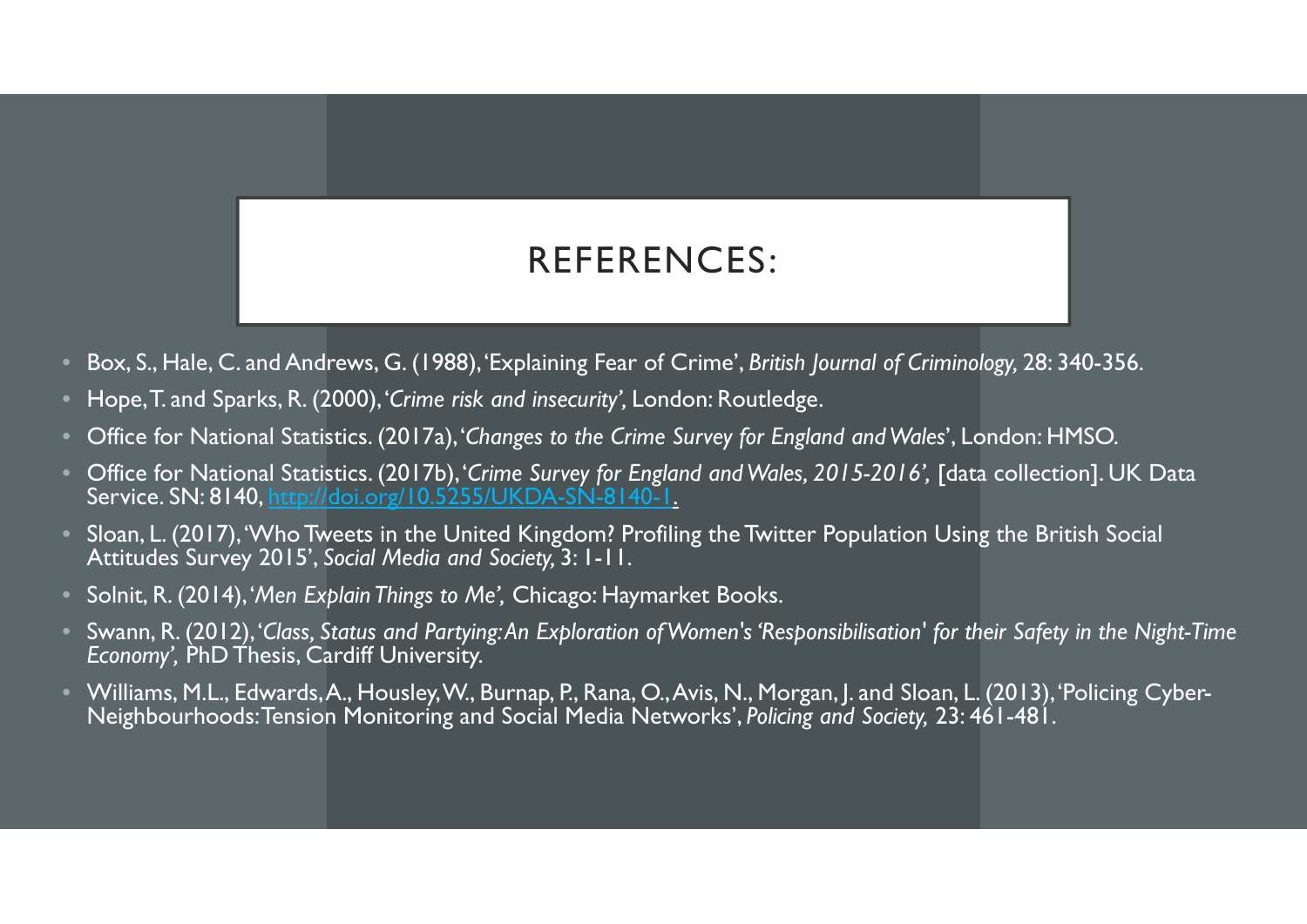# REFERENCES:

- Box, S., Hale, C. and Andrews, G. (1988), 'Explaining Fear of Crime', *British Journal of Criminology,* 28: 340-356.
- Hope, T. and Sparks, R. (2000), '*Crime risk and insecurity',* London: Routledge.
- Office for National Statistics. (2017a), '*Changes to the Crime Survey for England and Wales*', London: HMSO.
- Office for National Statistics. (2017b), '*Crime Survey for England and Wales, 2015-2016',* [data collection]. UK Data Service. SN: 8140, http://doi.org/10.5255/UKDA-SN-8140-1.
- Sloan, L. (2017), 'Who Tweets in the United Kingdom? Profiling the Twitter Population Using the British Social Attitudes Survey 2015', *Social Media and Society,* 3: 1-11.
- Solnit, R. (2014), '*Men Explain Things to Me',* Chicago: Haymarket Books.
- Swann, R. (2012), '*Class, Status and Partying: An Exploration of Women's 'Responsibilisation' for their Safety in the Night-Time Economy',* PhD Thesis, Cardiff University.
- Williams, M.L., Edwards, A., Housley, W., Burnap, P., Rana, O., Avis, N., Morgan, J. and Sloan, L. (2013), 'Policing Cyber-Neighbourhoods: Tension Monitoring and Social Media Networks', *Policing and Society,* 23: 461-481.